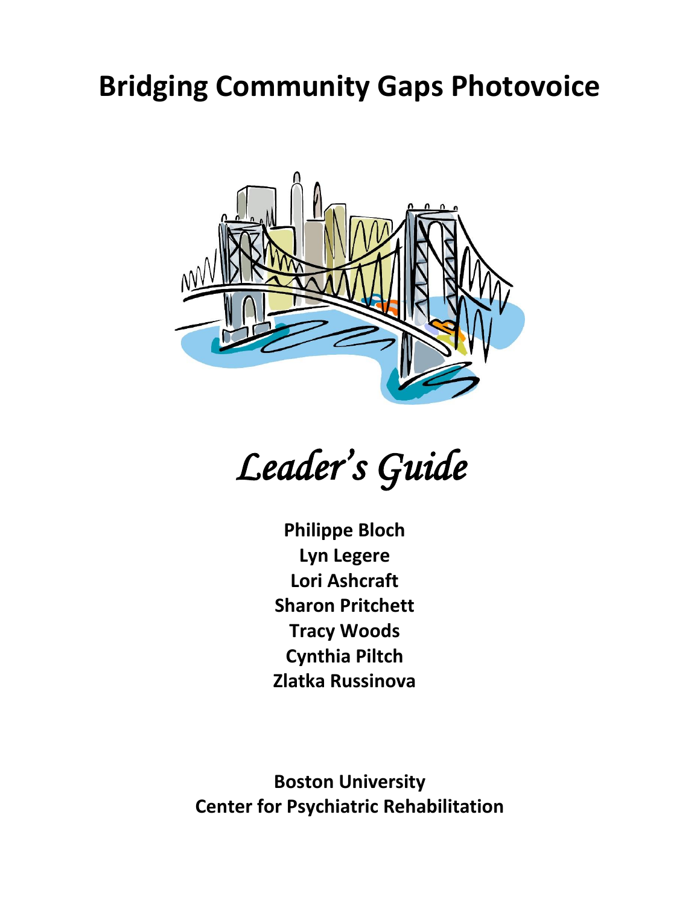# Bridging Community Gaps Photovoice

## *Leader's Guide*

**Philippe Bloch**
**Lyn Legere**
**Lori Ashcraft**
**Sharon Pritchett**
**Tracy Woods**
**Cynthia Piltch**
**Zlatka Russinova**

**Boston University**
**Center for Psychiatric Rehabilitation**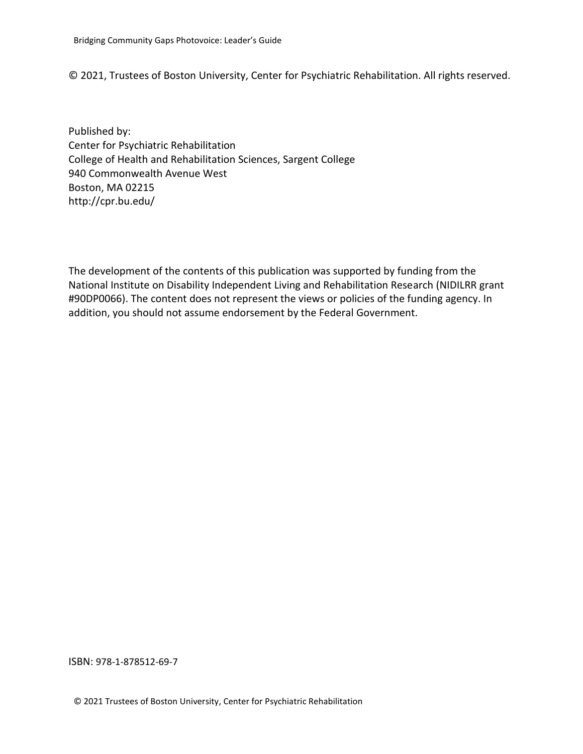© 2021, Trustees of Boston University, Center for Psychiatric Rehabilitation. All rights reserved.

Published by:
Center for Psychiatric Rehabilitation
College of Health and Rehabilitation Sciences, Sargent College
940 Commonwealth Avenue West
Boston, MA 02215
http://cpr.bu.edu/

The development of the contents of this publication was supported by funding from the National Institute on Disability Independent Living and Rehabilitation Research (NIDILRR grant #90DP0066). The content does not represent the views or policies of the funding agency. In addition, you should not assume endorsement by the Federal Government.

ISBN: 978-1-878512-69-7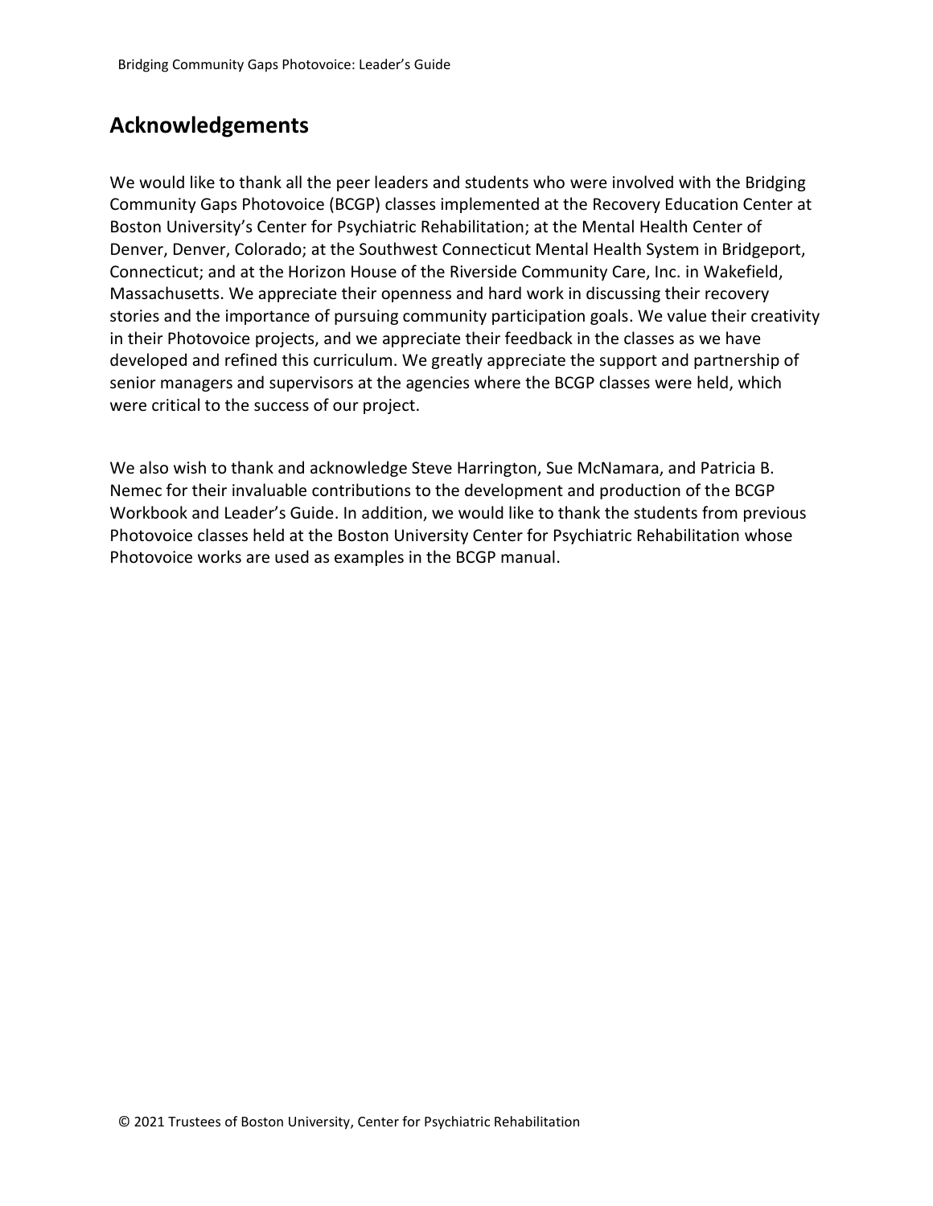## Acknowledgements

We would like to thank all the peer leaders and students who were involved with the Bridging Community Gaps Photovoice (BCGP) classes implemented at the Recovery Education Center at Boston University's Center for Psychiatric Rehabilitation; at the Mental Health Center of Denver, Denver, Colorado; at the Southwest Connecticut Mental Health System in Bridgeport, Connecticut; and at the Horizon House of the Riverside Community Care, Inc. in Wakefield, Massachusetts. We appreciate their openness and hard work in discussing their recovery stories and the importance of pursuing community participation goals. We value their creativity in their Photovoice projects, and we appreciate their feedback in the classes as we have developed and refined this curriculum. We greatly appreciate the support and partnership of senior managers and supervisors at the agencies where the BCGP classes were held, which were critical to the success of our project.

We also wish to thank and acknowledge Steve Harrington, Sue McNamara, and Patricia B. Nemec for their invaluable contributions to the development and production of the BCGP Workbook and Leader's Guide. In addition, we would like to thank the students from previous Photovoice classes held at the Boston University Center for Psychiatric Rehabilitation whose Photovoice works are used as examples in the BCGP manual.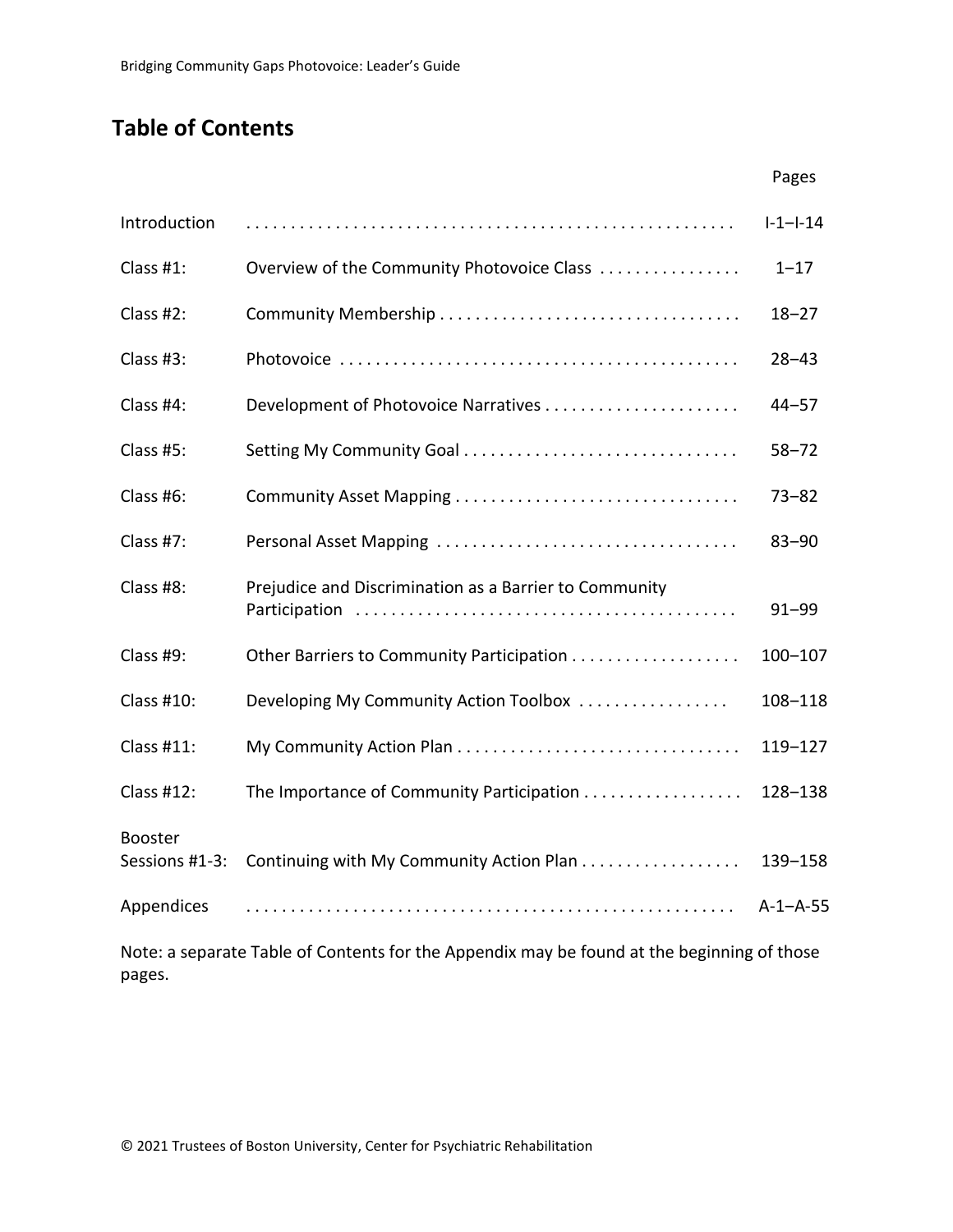## Table of Contents

| | | Pages |
|---|---|---|
| Introduction | | I-1–I-14 |
| Class #1: | Overview of the Community Photovoice Class | 1–17 |
| Class #2: | Community Membership | 18–27 |
| Class #3: | Photovoice | 28–43 |
| Class #4: | Development of Photovoice Narratives | 44–57 |
| Class #5: | Setting My Community Goal | 58–72 |
| Class #6: | Community Asset Mapping | 73–82 |
| Class #7: | Personal Asset Mapping | 83–90 |
| Class #8: | Prejudice and Discrimination as a Barrier to Community Participation | 91–99 |
| Class #9: | Other Barriers to Community Participation | 100–107 |
| Class #10: | Developing My Community Action Toolbox | 108–118 |
| Class #11: | My Community Action Plan | 119–127 |
| Class #12: | The Importance of Community Participation | 128–138 |
| Booster Sessions #1-3: | Continuing with My Community Action Plan | 139–158 |
| Appendices | | A-1–A-55 |

Note: a separate Table of Contents for the Appendix may be found at the beginning of those pages.

© 2021 Trustees of Boston University, Center for Psychiatric Rehabilitation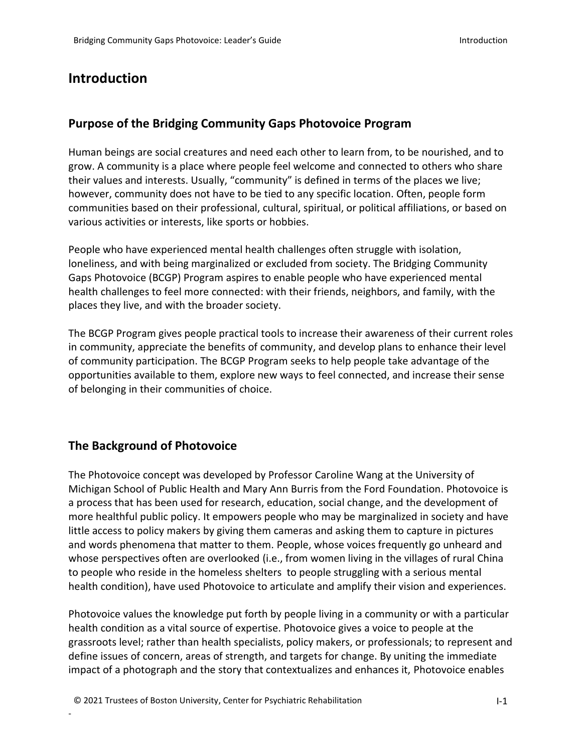# Introduction

## Purpose of the Bridging Community Gaps Photovoice Program

Human beings are social creatures and need each other to learn from, to be nourished, and to grow. A community is a place where people feel welcome and connected to others who share their values and interests. Usually, "community" is defined in terms of the places we live; however, community does not have to be tied to any specific location. Often, people form communities based on their professional, cultural, spiritual, or political affiliations, or based on various activities or interests, like sports or hobbies.

People who have experienced mental health challenges often struggle with isolation, loneliness, and with being marginalized or excluded from society. The Bridging Community Gaps Photovoice (BCGP) Program aspires to enable people who have experienced mental health challenges to feel more connected: with their friends, neighbors, and family, with the places they live, and with the broader society.

The BCGP Program gives people practical tools to increase their awareness of their current roles in community, appreciate the benefits of community, and develop plans to enhance their level of community participation. The BCGP Program seeks to help people take advantage of the opportunities available to them, explore new ways to feel connected, and increase their sense of belonging in their communities of choice.

## The Background of Photovoice

The Photovoice concept was developed by Professor Caroline Wang at the University of Michigan School of Public Health and Mary Ann Burris from the Ford Foundation. Photovoice is a process that has been used for research, education, social change, and the development of more healthful public policy. It empowers people who may be marginalized in society and have little access to policy makers by giving them cameras and asking them to capture in pictures and words phenomena that matter to them. People, whose voices frequently go unheard and whose perspectives often are overlooked (i.e., from women living in the villages of rural China to people who reside in the homeless shelters to people struggling with a serious mental health condition), have used Photovoice to articulate and amplify their vision and experiences.

Photovoice values the knowledge put forth by people living in a community or with a particular health condition as a vital source of expertise. Photovoice gives a voice to people at the grassroots level; rather than health specialists, policy makers, or professionals; to represent and define issues of concern, areas of strength, and targets for change. By uniting the immediate impact of a photograph and the story that contextualizes and enhances it, Photovoice enables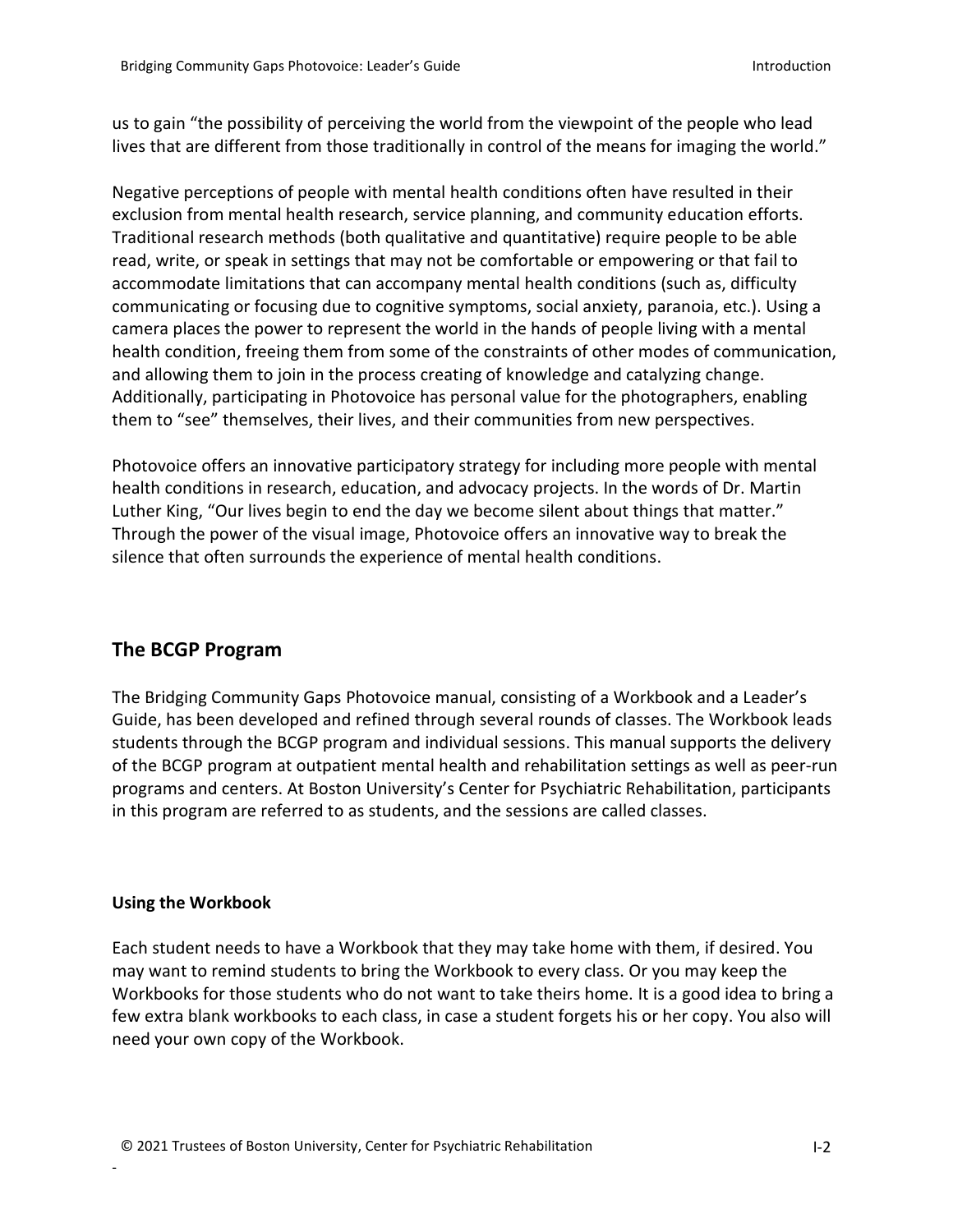us to gain "the possibility of perceiving the world from the viewpoint of the people who lead lives that are different from those traditionally in control of the means for imaging the world."

Negative perceptions of people with mental health conditions often have resulted in their exclusion from mental health research, service planning, and community education efforts. Traditional research methods (both qualitative and quantitative) require people to be able read, write, or speak in settings that may not be comfortable or empowering or that fail to accommodate limitations that can accompany mental health conditions (such as, difficulty communicating or focusing due to cognitive symptoms, social anxiety, paranoia, etc.). Using a camera places the power to represent the world in the hands of people living with a mental health condition, freeing them from some of the constraints of other modes of communication, and allowing them to join in the process creating of knowledge and catalyzing change. Additionally, participating in Photovoice has personal value for the photographers, enabling them to "see" themselves, their lives, and their communities from new perspectives.

Photovoice offers an innovative participatory strategy for including more people with mental health conditions in research, education, and advocacy projects. In the words of Dr. Martin Luther King, "Our lives begin to end the day we become silent about things that matter." Through the power of the visual image, Photovoice offers an innovative way to break the silence that often surrounds the experience of mental health conditions.

## The BCGP Program

The Bridging Community Gaps Photovoice manual, consisting of a Workbook and a Leader's Guide, has been developed and refined through several rounds of classes. The Workbook leads students through the BCGP program and individual sessions. This manual supports the delivery of the BCGP program at outpatient mental health and rehabilitation settings as well as peer-run programs and centers. At Boston University's Center for Psychiatric Rehabilitation, participants in this program are referred to as students, and the sessions are called classes.

### Using the Workbook

Each student needs to have a Workbook that they may take home with them, if desired. You may want to remind students to bring the Workbook to every class. Or you may keep the Workbooks for those students who do not want to take theirs home. It is a good idea to bring a few extra blank workbooks to each class, in case a student forgets his or her copy. You also will need your own copy of the Workbook.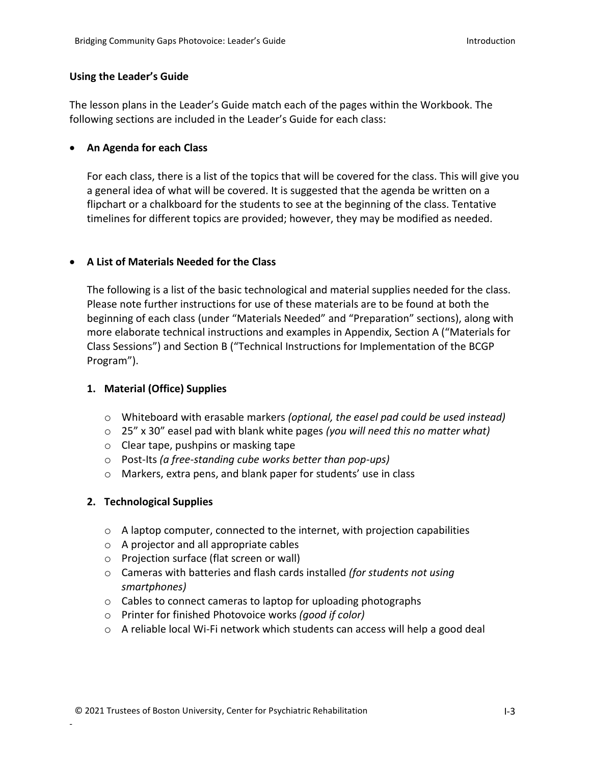## Using the Leader's Guide

The lesson plans in the Leader's Guide match each of the pages within the Workbook. The following sections are included in the Leader's Guide for each class:

- **An Agenda for each Class**

  For each class, there is a list of the topics that will be covered for the class. This will give you a general idea of what will be covered. It is suggested that the agenda be written on a flipchart or a chalkboard for the students to see at the beginning of the class. Tentative timelines for different topics are provided; however, they may be modified as needed.

- **A List of Materials Needed for the Class**

  The following is a list of the basic technological and material supplies needed for the class. Please note further instructions for use of these materials are to be found at both the beginning of each class (under "Materials Needed" and "Preparation" sections), along with more elaborate technical instructions and examples in Appendix, Section A ("Materials for Class Sessions") and Section B ("Technical Instructions for Implementation of the BCGP Program").

### 1. Material (Office) Supplies

- Whiteboard with erasable markers *(optional, the easel pad could be used instead)*
- 25" x 30" easel pad with blank white pages *(you will need this no matter what)*
- Clear tape, pushpins or masking tape
- Post-Its *(a free-standing cube works better than pop-ups)*
- Markers, extra pens, and blank paper for students' use in class

### 2. Technological Supplies

- A laptop computer, connected to the internet, with projection capabilities
- A projector and all appropriate cables
- Projection surface (flat screen or wall)
- Cameras with batteries and flash cards installed *(for students not using smartphones)*
- Cables to connect cameras to laptop for uploading photographs
- Printer for finished Photovoice works *(good if color)*
- A reliable local Wi-Fi network which students can access will help a good deal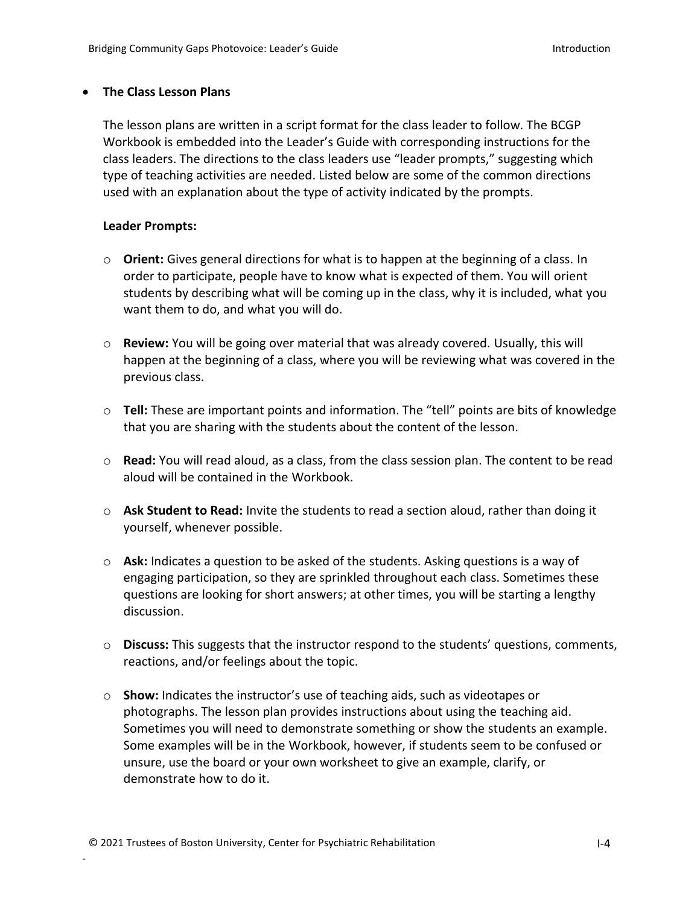- **The Class Lesson Plans**

  The lesson plans are written in a script format for the class leader to follow. The BCGP Workbook is embedded into the Leader's Guide with corresponding instructions for the class leaders. The directions to the class leaders use "leader prompts," suggesting which type of teaching activities are needed. Listed below are some of the common directions used with an explanation about the type of activity indicated by the prompts.

  **Leader Prompts:**

  - **Orient:** Gives general directions for what is to happen at the beginning of a class. In order to participate, people have to know what is expected of them. You will orient students by describing what will be coming up in the class, why it is included, what you want them to do, and what you will do.

  - **Review:** You will be going over material that was already covered. Usually, this will happen at the beginning of a class, where you will be reviewing what was covered in the previous class.

  - **Tell:** These are important points and information. The "tell" points are bits of knowledge that you are sharing with the students about the content of the lesson.

  - **Read:** You will read aloud, as a class, from the class session plan. The content to be read aloud will be contained in the Workbook.

  - **Ask Student to Read:** Invite the students to read a section aloud, rather than doing it yourself, whenever possible.

  - **Ask:** Indicates a question to be asked of the students. Asking questions is a way of engaging participation, so they are sprinkled throughout each class. Sometimes these questions are looking for short answers; at other times, you will be starting a lengthy discussion.

  - **Discuss:** This suggests that the instructor respond to the students' questions, comments, reactions, and/or feelings about the topic.

  - **Show:** Indicates the instructor's use of teaching aids, such as videotapes or photographs. The lesson plan provides instructions about using the teaching aid. Sometimes you will need to demonstrate something or show the students an example. Some examples will be in the Workbook, however, if students seem to be confused or unsure, use the board or your own worksheet to give an example, clarify, or demonstrate how to do it.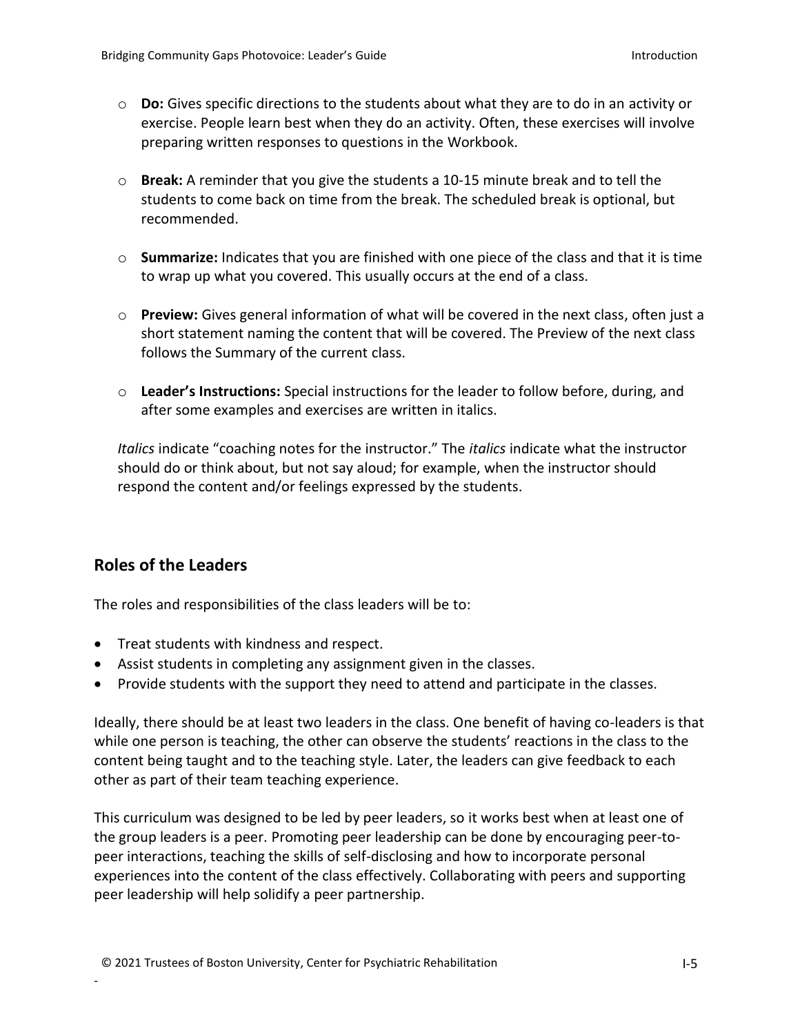- **Do:** Gives specific directions to the students about what they are to do in an activity or exercise. People learn best when they do an activity. Often, these exercises will involve preparing written responses to questions in the Workbook.

- **Break:** A reminder that you give the students a 10-15 minute break and to tell the students to come back on time from the break. The scheduled break is optional, but recommended.

- **Summarize:** Indicates that you are finished with one piece of the class and that it is time to wrap up what you covered. This usually occurs at the end of a class.

- **Preview:** Gives general information of what will be covered in the next class, often just a short statement naming the content that will be covered. The Preview of the next class follows the Summary of the current class.

- **Leader's Instructions:** Special instructions for the leader to follow before, during, and after some examples and exercises are written in italics.

*Italics* indicate "coaching notes for the instructor." The *italics* indicate what the instructor should do or think about, but not say aloud; for example, when the instructor should respond the content and/or feelings expressed by the students.

## Roles of the Leaders

The roles and responsibilities of the class leaders will be to:

- Treat students with kindness and respect.
- Assist students in completing any assignment given in the classes.
- Provide students with the support they need to attend and participate in the classes.

Ideally, there should be at least two leaders in the class. One benefit of having co-leaders is that while one person is teaching, the other can observe the students' reactions in the class to the content being taught and to the teaching style. Later, the leaders can give feedback to each other as part of their team teaching experience.

This curriculum was designed to be led by peer leaders, so it works best when at least one of the group leaders is a peer. Promoting peer leadership can be done by encouraging peer-to-peer interactions, teaching the skills of self-disclosing and how to incorporate personal experiences into the content of the class effectively. Collaborating with peers and supporting peer leadership will help solidify a peer partnership.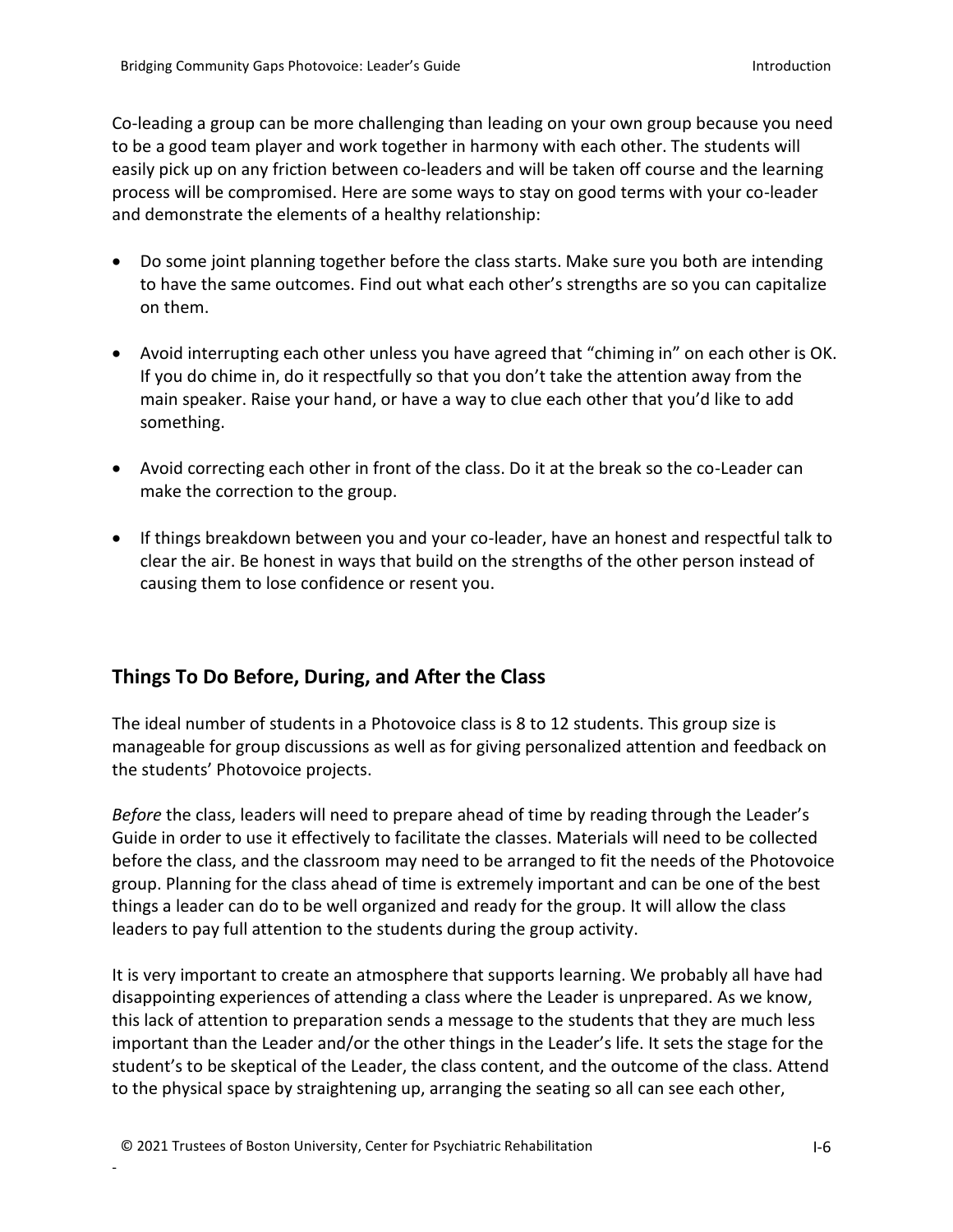Co-leading a group can be more challenging than leading on your own group because you need to be a good team player and work together in harmony with each other. The students will easily pick up on any friction between co-leaders and will be taken off course and the learning process will be compromised. Here are some ways to stay on good terms with your co-leader and demonstrate the elements of a healthy relationship:

- Do some joint planning together before the class starts. Make sure you both are intending to have the same outcomes. Find out what each other's strengths are so you can capitalize on them.

- Avoid interrupting each other unless you have agreed that "chiming in" on each other is OK. If you do chime in, do it respectfully so that you don't take the attention away from the main speaker. Raise your hand, or have a way to clue each other that you'd like to add something.

- Avoid correcting each other in front of the class. Do it at the break so the co-Leader can make the correction to the group.

- If things breakdown between you and your co-leader, have an honest and respectful talk to clear the air. Be honest in ways that build on the strengths of the other person instead of causing them to lose confidence or resent you.

## Things To Do Before, During, and After the Class

The ideal number of students in a Photovoice class is 8 to 12 students. This group size is manageable for group discussions as well as for giving personalized attention and feedback on the students' Photovoice projects.

*Before* the class, leaders will need to prepare ahead of time by reading through the Leader's Guide in order to use it effectively to facilitate the classes. Materials will need to be collected before the class, and the classroom may need to be arranged to fit the needs of the Photovoice group. Planning for the class ahead of time is extremely important and can be one of the best things a leader can do to be well organized and ready for the group. It will allow the class leaders to pay full attention to the students during the group activity.

It is very important to create an atmosphere that supports learning. We probably all have had disappointing experiences of attending a class where the Leader is unprepared. As we know, this lack of attention to preparation sends a message to the students that they are much less important than the Leader and/or the other things in the Leader's life. It sets the stage for the student's to be skeptical of the Leader, the class content, and the outcome of the class. Attend to the physical space by straightening up, arranging the seating so all can see each other,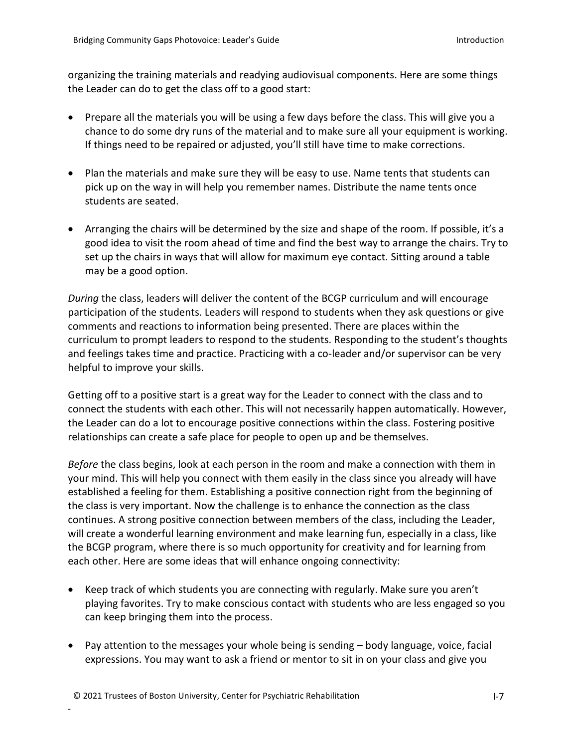organizing the training materials and readying audiovisual components. Here are some things the Leader can do to get the class off to a good start:

- Prepare all the materials you will be using a few days before the class. This will give you a chance to do some dry runs of the material and to make sure all your equipment is working. If things need to be repaired or adjusted, you'll still have time to make corrections.

- Plan the materials and make sure they will be easy to use. Name tents that students can pick up on the way in will help you remember names. Distribute the name tents once students are seated.

- Arranging the chairs will be determined by the size and shape of the room. If possible, it's a good idea to visit the room ahead of time and find the best way to arrange the chairs. Try to set up the chairs in ways that will allow for maximum eye contact. Sitting around a table may be a good option.

*During* the class, leaders will deliver the content of the BCGP curriculum and will encourage participation of the students. Leaders will respond to students when they ask questions or give comments and reactions to information being presented. There are places within the curriculum to prompt leaders to respond to the students. Responding to the student's thoughts and feelings takes time and practice. Practicing with a co-leader and/or supervisor can be very helpful to improve your skills.

Getting off to a positive start is a great way for the Leader to connect with the class and to connect the students with each other. This will not necessarily happen automatically. However, the Leader can do a lot to encourage positive connections within the class. Fostering positive relationships can create a safe place for people to open up and be themselves.

*Before* the class begins, look at each person in the room and make a connection with them in your mind. This will help you connect with them easily in the class since you already will have established a feeling for them. Establishing a positive connection right from the beginning of the class is very important. Now the challenge is to enhance the connection as the class continues. A strong positive connection between members of the class, including the Leader, will create a wonderful learning environment and make learning fun, especially in a class, like the BCGP program, where there is so much opportunity for creativity and for learning from each other. Here are some ideas that will enhance ongoing connectivity:

- Keep track of which students you are connecting with regularly. Make sure you aren't playing favorites. Try to make conscious contact with students who are less engaged so you can keep bringing them into the process.

- Pay attention to the messages your whole being is sending – body language, voice, facial expressions. You may want to ask a friend or mentor to sit in on your class and give you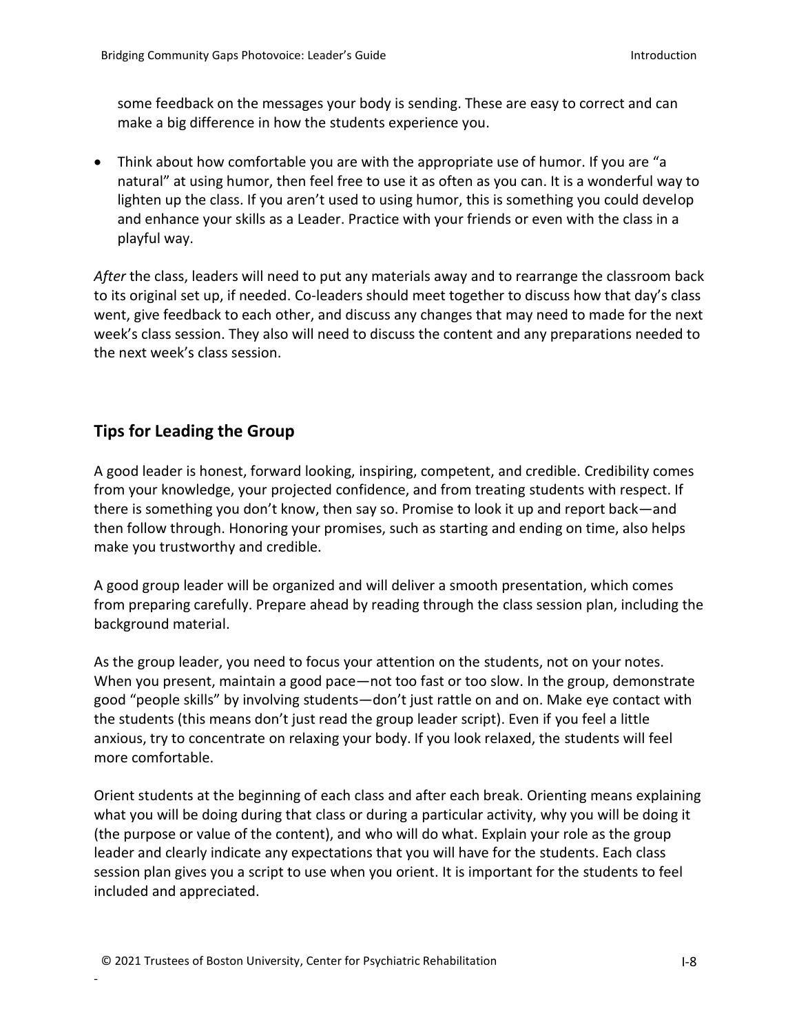some feedback on the messages your body is sending. These are easy to correct and can make a big difference in how the students experience you.

- Think about how comfortable you are with the appropriate use of humor. If you are "a natural" at using humor, then feel free to use it as often as you can. It is a wonderful way to lighten up the class. If you aren't used to using humor, this is something you could develop and enhance your skills as a Leader. Practice with your friends or even with the class in a playful way.

*After* the class, leaders will need to put any materials away and to rearrange the classroom back to its original set up, if needed. Co-leaders should meet together to discuss how that day's class went, give feedback to each other, and discuss any changes that may need to made for the next week's class session. They also will need to discuss the content and any preparations needed to the next week's class session.

## Tips for Leading the Group

A good leader is honest, forward looking, inspiring, competent, and credible. Credibility comes from your knowledge, your projected confidence, and from treating students with respect. If there is something you don't know, then say so. Promise to look it up and report back—and then follow through. Honoring your promises, such as starting and ending on time, also helps make you trustworthy and credible.

A good group leader will be organized and will deliver a smooth presentation, which comes from preparing carefully. Prepare ahead by reading through the class session plan, including the background material.

As the group leader, you need to focus your attention on the students, not on your notes. When you present, maintain a good pace—not too fast or too slow. In the group, demonstrate good "people skills" by involving students—don't just rattle on and on. Make eye contact with the students (this means don't just read the group leader script). Even if you feel a little anxious, try to concentrate on relaxing your body. If you look relaxed, the students will feel more comfortable.

Orient students at the beginning of each class and after each break. Orienting means explaining what you will be doing during that class or during a particular activity, why you will be doing it (the purpose or value of the content), and who will do what. Explain your role as the group leader and clearly indicate any expectations that you will have for the students. Each class session plan gives you a script to use when you orient. It is important for the students to feel included and appreciated.